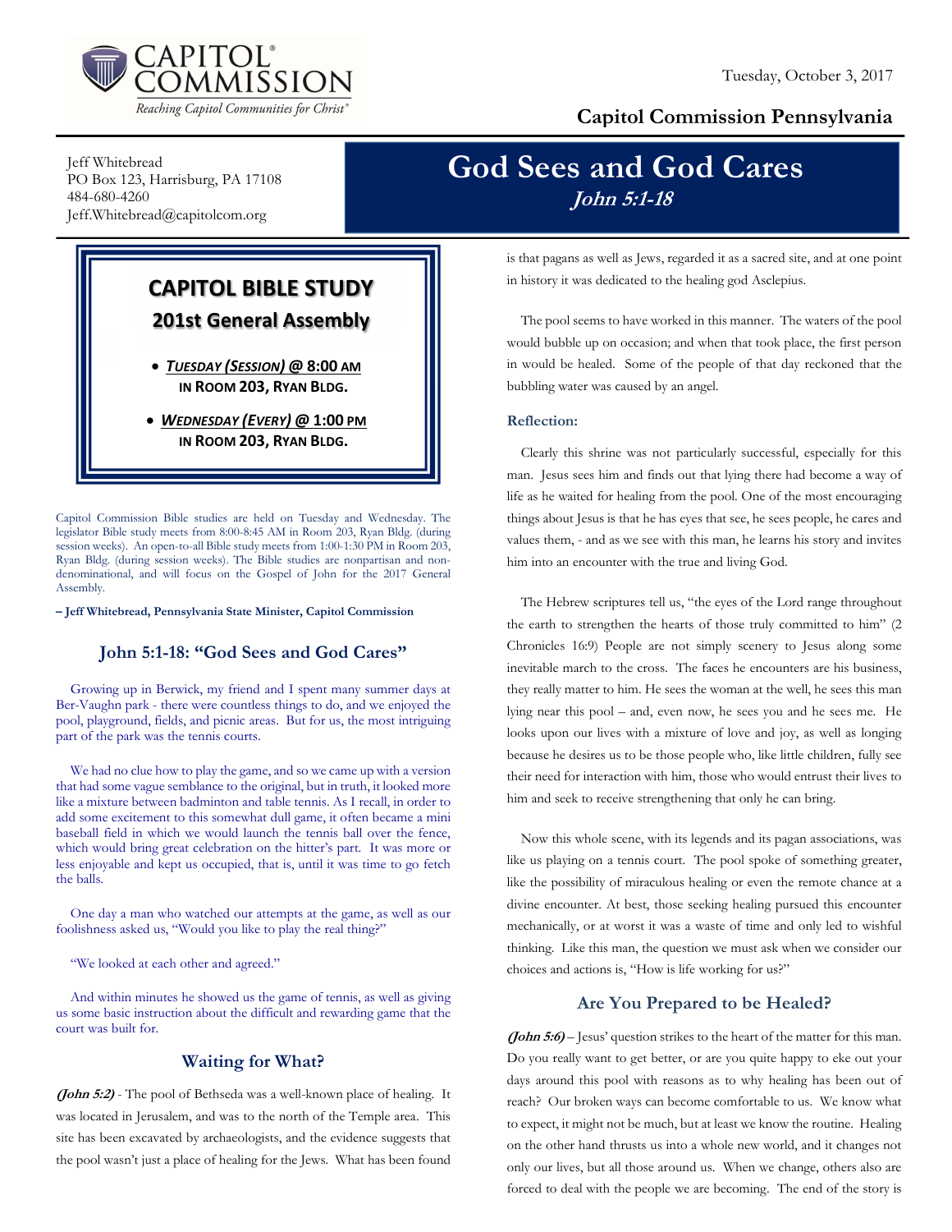CAPITOL® COMMISSION

*Reaching Capitol Communities for Christ®*

Tuesday, October 3, 2017

**Capitol Commission Pennsylvania**

Jeff Whitebread
PO Box 123, Harrisburg, PA 17108
484-680-4260
Jeff.Whitebread@capitolcom.org

# God Sees and God Cares

***John 5:1-18***

## CAPITOL BIBLE STUDY

### 201st General Assembly

- ***TUESDAY (SESSION)* @ 8:00 AM IN ROOM 203, RYAN BLDG.**
- ***WEDNESDAY (EVERY)* @ 1:00 PM IN ROOM 203, RYAN BLDG.**

Capitol Commission Bible studies are held on Tuesday and Wednesday. The legislator Bible study meets from 8:00-8:45 AM in Room 203, Ryan Bldg. (during session weeks). An open-to-all Bible study meets from 1:00-1:30 PM in Room 203, Ryan Bldg. (during session weeks). The Bible studies are nonpartisan and non-denominational, and will focus on the Gospel of John for the 2017 General Assembly.

**– Jeff Whitebread, Pennsylvania State Minister, Capitol Commission**

## John 5:1-18: "God Sees and God Cares"

Growing up in Berwick, my friend and I spent many summer days at Ber-Vaughn park - there were countless things to do, and we enjoyed the pool, playground, fields, and picnic areas. But for us, the most intriguing part of the park was the tennis courts.

We had no clue how to play the game, and so we came up with a version that had some vague semblance to the original, but in truth, it looked more like a mixture between badminton and table tennis. As I recall, in order to add some excitement to this somewhat dull game, it often became a mini baseball field in which we would launch the tennis ball over the fence, which would bring great celebration on the hitter's part. It was more or less enjoyable and kept us occupied, that is, until it was time to go fetch the balls.

One day a man who watched our attempts at the game, as well as our foolishness asked us, "Would you like to play the real thing?"

"We looked at each other and agreed."

And within minutes he showed us the game of tennis, as well as giving us some basic instruction about the difficult and rewarding game that the court was built for.

## Waiting for What?

***(John 5:2)*** - The pool of Bethseda was a well-known place of healing. It was located in Jerusalem, and was to the north of the Temple area. This site has been excavated by archaeologists, and the evidence suggests that the pool wasn't just a place of healing for the Jews. What has been found is that pagans as well as Jews, regarded it as a sacred site, and at one point in history it was dedicated to the healing god Asclepius.

The pool seems to have worked in this manner. The waters of the pool would bubble up on occasion; and when that took place, the first person in would be healed. Some of the people of that day reckoned that the bubbling water was caused by an angel.

### Reflection:

Clearly this shrine was not particularly successful, especially for this man. Jesus sees him and finds out that lying there had become a way of life as he waited for healing from the pool. One of the most encouraging things about Jesus is that he has eyes that see, he sees people, he cares and values them, - and as we see with this man, he learns his story and invites him into an encounter with the true and living God.

The Hebrew scriptures tell us, "the eyes of the Lord range throughout the earth to strengthen the hearts of those truly committed to him" (2 Chronicles 16:9) People are not simply scenery to Jesus along some inevitable march to the cross. The faces he encounters are his business, they really matter to him. He sees the woman at the well, he sees this man lying near this pool – and, even now, he sees you and he sees me. He looks upon our lives with a mixture of love and joy, as well as longing because he desires us to be those people who, like little children, fully see their need for interaction with him, those who would entrust their lives to him and seek to receive strengthening that only he can bring.

Now this whole scene, with its legends and its pagan associations, was like us playing on a tennis court. The pool spoke of something greater, like the possibility of miraculous healing or even the remote chance at a divine encounter. At best, those seeking healing pursued this encounter mechanically, or at worst it was a waste of time and only led to wishful thinking. Like this man, the question we must ask when we consider our choices and actions is, "How is life working for us?"

## Are You Prepared to be Healed?

***(John 5:6)*** – Jesus' question strikes to the heart of the matter for this man. Do you really want to get better, or are you quite happy to eke out your days around this pool with reasons as to why healing has been out of reach? Our broken ways can become comfortable to us. We know what to expect, it might not be much, but at least we know the routine. Healing on the other hand thrusts us into a whole new world, and it changes not only our lives, but all those around us. When we change, others also are forced to deal with the people we are becoming. The end of the story is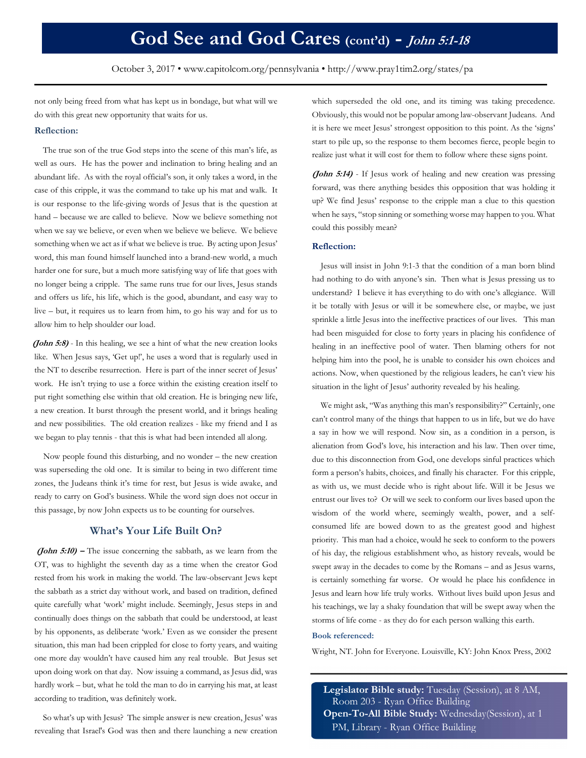# God See and God Cares (cont'd) - *John 5:1-18*

October 3, 2017 • www.capitolcom.org/pennsylvania • http://www.pray1tim2.org/states/pa

not only being freed from what has kept us in bondage, but what will we do with this great new opportunity that waits for us.

### Reflection:

The true son of the true God steps into the scene of this man's life, as well as ours. He has the power and inclination to bring healing and an abundant life. As with the royal official's son, it only takes a word, in the case of this cripple, it was the command to take up his mat and walk. It is our response to the life-giving words of Jesus that is the question at hand – because we are called to believe. Now we believe something not when we say we believe, or even when we believe we believe. We believe something when we act as if what we believe is true. By acting upon Jesus' word, this man found himself launched into a brand-new world, a much harder one for sure, but a much more satisfying way of life that goes with no longer being a cripple. The same runs true for our lives, Jesus stands and offers us life, his life, which is the good, abundant, and easy way to live – but, it requires us to learn from him, to go his way and for us to allow him to help shoulder our load.

***(John 5:8)*** - In this healing, we see a hint of what the new creation looks like. When Jesus says, 'Get up!', he uses a word that is regularly used in the NT to describe resurrection. Here is part of the inner secret of Jesus' work. He isn't trying to use a force within the existing creation itself to put right something else within that old creation. He is bringing new life, a new creation. It burst through the present world, and it brings healing and new possibilities. The old creation realizes - like my friend and I as we began to play tennis - that this is what had been intended all along.

Now people found this disturbing, and no wonder – the new creation was superseding the old one. It is similar to being in two different time zones, the Judeans think it's time for rest, but Jesus is wide awake, and ready to carry on God's business. While the word sign does not occur in this passage, by now John expects us to be counting for ourselves.

## What's Your Life Built On?

***(John 5:10)* –** The issue concerning the sabbath, as we learn from the OT, was to highlight the seventh day as a time when the creator God rested from his work in making the world. The law-observant Jews kept the sabbath as a strict day without work, and based on tradition, defined quite carefully what 'work' might include. Seemingly, Jesus steps in and continually does things on the sabbath that could be understood, at least by his opponents, as deliberate 'work.' Even as we consider the present situation, this man had been crippled for close to forty years, and waiting one more day wouldn't have caused him any real trouble. But Jesus set upon doing work on that day. Now issuing a command, as Jesus did, was hardly work – but, what he told the man to do in carrying his mat, at least according to tradition, was definitely work.

So what's up with Jesus? The simple answer is new creation, Jesus' was revealing that Israel's God was then and there launching a new creation which superseded the old one, and its timing was taking precedence. Obviously, this would not be popular among law-observant Judeans. And it is here we meet Jesus' strongest opposition to this point. As the 'signs' start to pile up, so the response to them becomes fierce, people begin to realize just what it will cost for them to follow where these signs point.

***(John 5:14)*** - If Jesus work of healing and new creation was pressing forward, was there anything besides this opposition that was holding it up? We find Jesus' response to the cripple man a clue to this question when he says, "stop sinning or something worse may happen to you. What could this possibly mean?

### Reflection:

Jesus will insist in John 9:1-3 that the condition of a man born blind had nothing to do with anyone's sin. Then what is Jesus pressing us to understand? I believe it has everything to do with one's allegiance. Will it be totally with Jesus or will it be somewhere else, or maybe, we just sprinkle a little Jesus into the ineffective practices of our lives. This man had been misguided for close to forty years in placing his confidence of healing in an ineffective pool of water. Then blaming others for not helping him into the pool, he is unable to consider his own choices and actions. Now, when questioned by the religious leaders, he can't view his situation in the light of Jesus' authority revealed by his healing.

We might ask, "Was anything this man's responsibility?" Certainly, one can't control many of the things that happen to us in life, but we do have a say in how we will respond. Now sin, as a condition in a person, is alienation from God's love, his interaction and his law. Then over time, due to this disconnection from God, one develops sinful practices which form a person's habits, choices, and finally his character. For this cripple, as with us, we must decide who is right about life. Will it be Jesus we entrust our lives to? Or will we seek to conform our lives based upon the wisdom of the world where, seemingly wealth, power, and a self-consumed life are bowed down to as the greatest good and highest priority. This man had a choice, would he seek to conform to the powers of his day, the religious establishment who, as history reveals, would be swept away in the decades to come by the Romans – and as Jesus warns, is certainly something far worse. Or would he place his confidence in Jesus and learn how life truly works. Without lives build upon Jesus and his teachings, we lay a shaky foundation that will be swept away when the storms of life come - as they do for each person walking this earth.

**Book referenced:**

Wright, NT. John for Everyone. Louisville, KY: John Knox Press, 2002

**Legislator Bible study:** Tuesday (Session), at 8 AM, Room 203 - Ryan Office Building
**Open-To-All Bible Study:** Wednesday(Session), at 1 PM, Library - Ryan Office Building